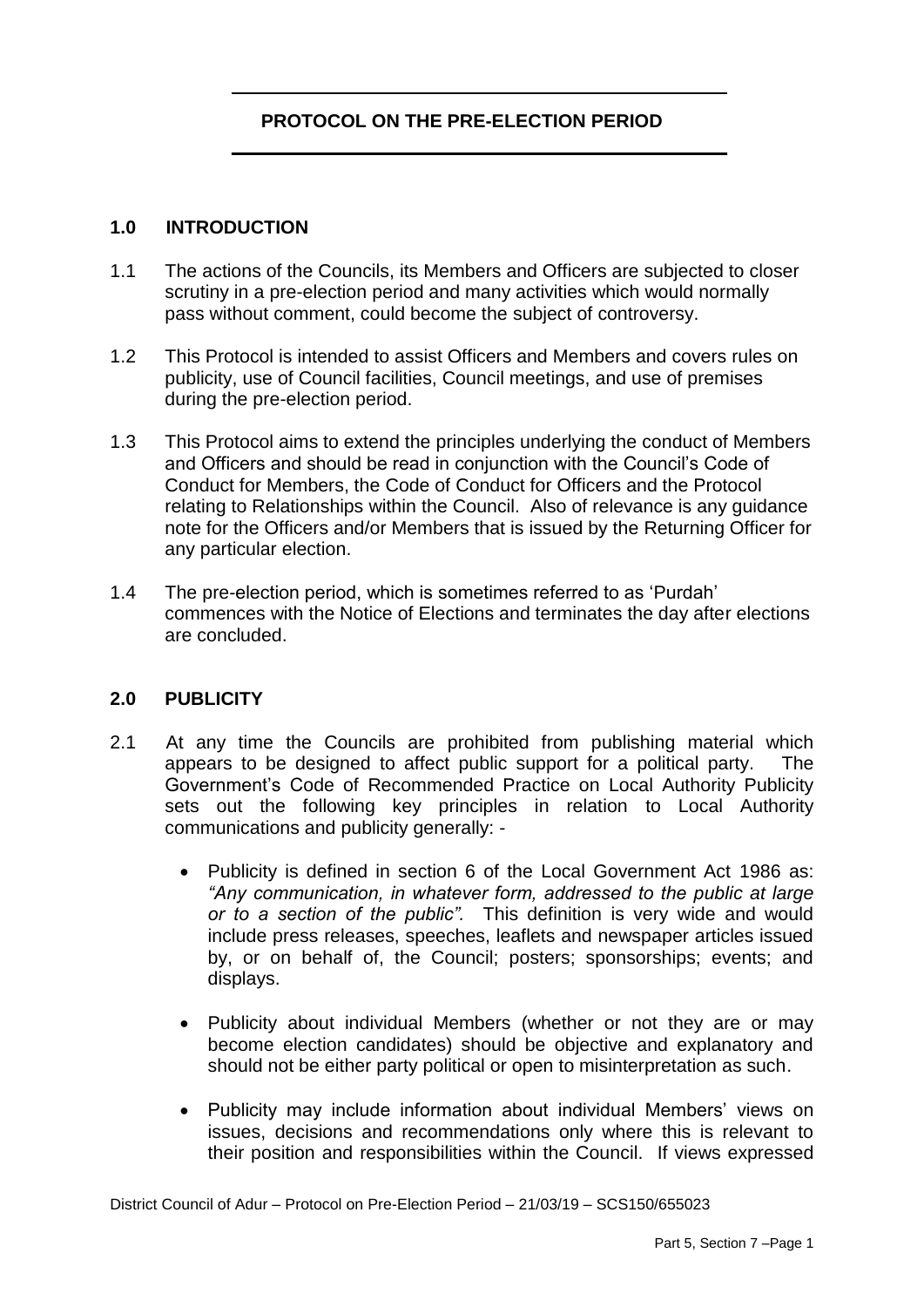# PROTOCOL ON THE PRE-ELECTION PERIOD

## 1.0 INTRODUCTION

1.1 The actions of the Councils, its Members and Officers are subjected to closer scrutiny in a pre-election period and many activities which would normally pass without comment, could become the subject of controversy.

1.2 This Protocol is intended to assist Officers and Members and covers rules on publicity, use of Council facilities, Council meetings, and use of premises during the pre-election period.

1.3 This Protocol aims to extend the principles underlying the conduct of Members and Officers and should be read in conjunction with the Council's Code of Conduct for Members, the Code of Conduct for Officers and the Protocol relating to Relationships within the Council. Also of relevance is any guidance note for the Officers and/or Members that is issued by the Returning Officer for any particular election.

1.4 The pre-election period, which is sometimes referred to as 'Purdah' commences with the Notice of Elections and terminates the day after elections are concluded.

## 2.0 PUBLICITY

2.1 At any time the Councils are prohibited from publishing material which appears to be designed to affect public support for a political party. The Government's Code of Recommended Practice on Local Authority Publicity sets out the following key principles in relation to Local Authority communications and publicity generally: -

- Publicity is defined in section 6 of the Local Government Act 1986 as: *"Any communication, in whatever form, addressed to the public at large or to a section of the public".* This definition is very wide and would include press releases, speeches, leaflets and newspaper articles issued by, or on behalf of, the Council; posters; sponsorships; events; and displays.

- Publicity about individual Members (whether or not they are or may become election candidates) should be objective and explanatory and should not be either party political or open to misinterpretation as such.

- Publicity may include information about individual Members' views on issues, decisions and recommendations only where this is relevant to their position and responsibilities within the Council. If views expressed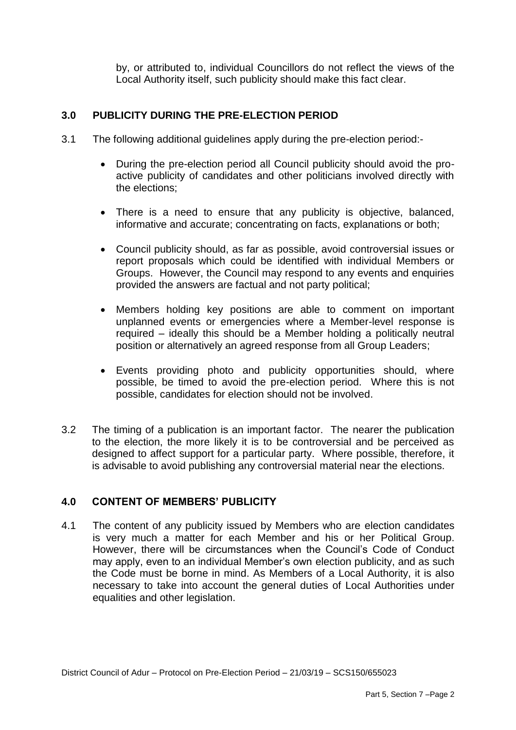by, or attributed to, individual Councillors do not reflect the views of the Local Authority itself, such publicity should make this fact clear.

## 3.0 PUBLICITY DURING THE PRE-ELECTION PERIOD

3.1 The following additional guidelines apply during the pre-election period:-

- During the pre-election period all Council publicity should avoid the pro-active publicity of candidates and other politicians involved directly with the elections;

- There is a need to ensure that any publicity is objective, balanced, informative and accurate; concentrating on facts, explanations or both;

- Council publicity should, as far as possible, avoid controversial issues or report proposals which could be identified with individual Members or Groups. However, the Council may respond to any events and enquiries provided the answers are factual and not party political;

- Members holding key positions are able to comment on important unplanned events or emergencies where a Member-level response is required – ideally this should be a Member holding a politically neutral position or alternatively an agreed response from all Group Leaders;

- Events providing photo and publicity opportunities should, where possible, be timed to avoid the pre-election period. Where this is not possible, candidates for election should not be involved.

3.2 The timing of a publication is an important factor. The nearer the publication to the election, the more likely it is to be controversial and be perceived as designed to affect support for a particular party. Where possible, therefore, it is advisable to avoid publishing any controversial material near the elections.

## 4.0 CONTENT OF MEMBERS' PUBLICITY

4.1 The content of any publicity issued by Members who are election candidates is very much a matter for each Member and his or her Political Group. However, there will be circumstances when the Council's Code of Conduct may apply, even to an individual Member's own election publicity, and as such the Code must be borne in mind. As Members of a Local Authority, it is also necessary to take into account the general duties of Local Authorities under equalities and other legislation.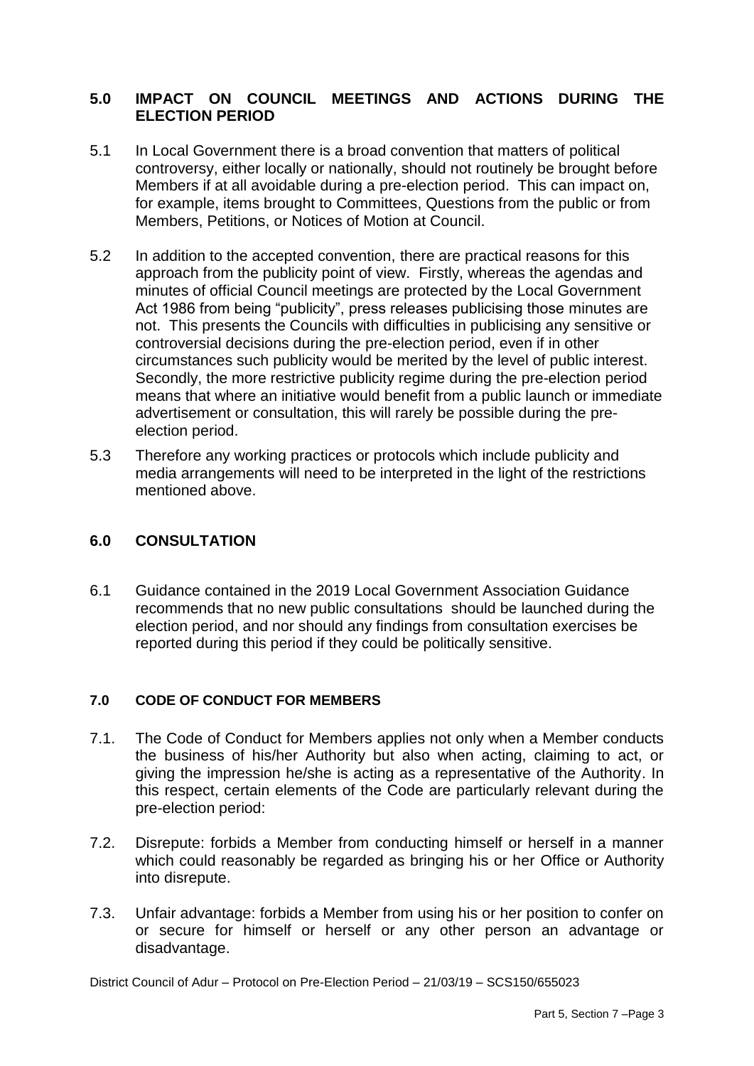## 5.0 IMPACT ON COUNCIL MEETINGS AND ACTIONS DURING THE ELECTION PERIOD

5.1 In Local Government there is a broad convention that matters of political controversy, either locally or nationally, should not routinely be brought before Members if at all avoidable during a pre-election period. This can impact on, for example, items brought to Committees, Questions from the public or from Members, Petitions, or Notices of Motion at Council.

5.2 In addition to the accepted convention, there are practical reasons for this approach from the publicity point of view. Firstly, whereas the agendas and minutes of official Council meetings are protected by the Local Government Act 1986 from being "publicity", press releases publicising those minutes are not. This presents the Councils with difficulties in publicising any sensitive or controversial decisions during the pre-election period, even if in other circumstances such publicity would be merited by the level of public interest. Secondly, the more restrictive publicity regime during the pre-election period means that where an initiative would benefit from a public launch or immediate advertisement or consultation, this will rarely be possible during the pre-election period.

5.3 Therefore any working practices or protocols which include publicity and media arrangements will need to be interpreted in the light of the restrictions mentioned above.

## 6.0 CONSULTATION

6.1 Guidance contained in the 2019 Local Government Association Guidance recommends that no new public consultations should be launched during the election period, and nor should any findings from consultation exercises be reported during this period if they could be politically sensitive.

## 7.0 CODE OF CONDUCT FOR MEMBERS

7.1. The Code of Conduct for Members applies not only when a Member conducts the business of his/her Authority but also when acting, claiming to act, or giving the impression he/she is acting as a representative of the Authority. In this respect, certain elements of the Code are particularly relevant during the pre-election period:

7.2. Disrepute: forbids a Member from conducting himself or herself in a manner which could reasonably be regarded as bringing his or her Office or Authority into disrepute.

7.3. Unfair advantage: forbids a Member from using his or her position to confer on or secure for himself or herself or any other person an advantage or disadvantage.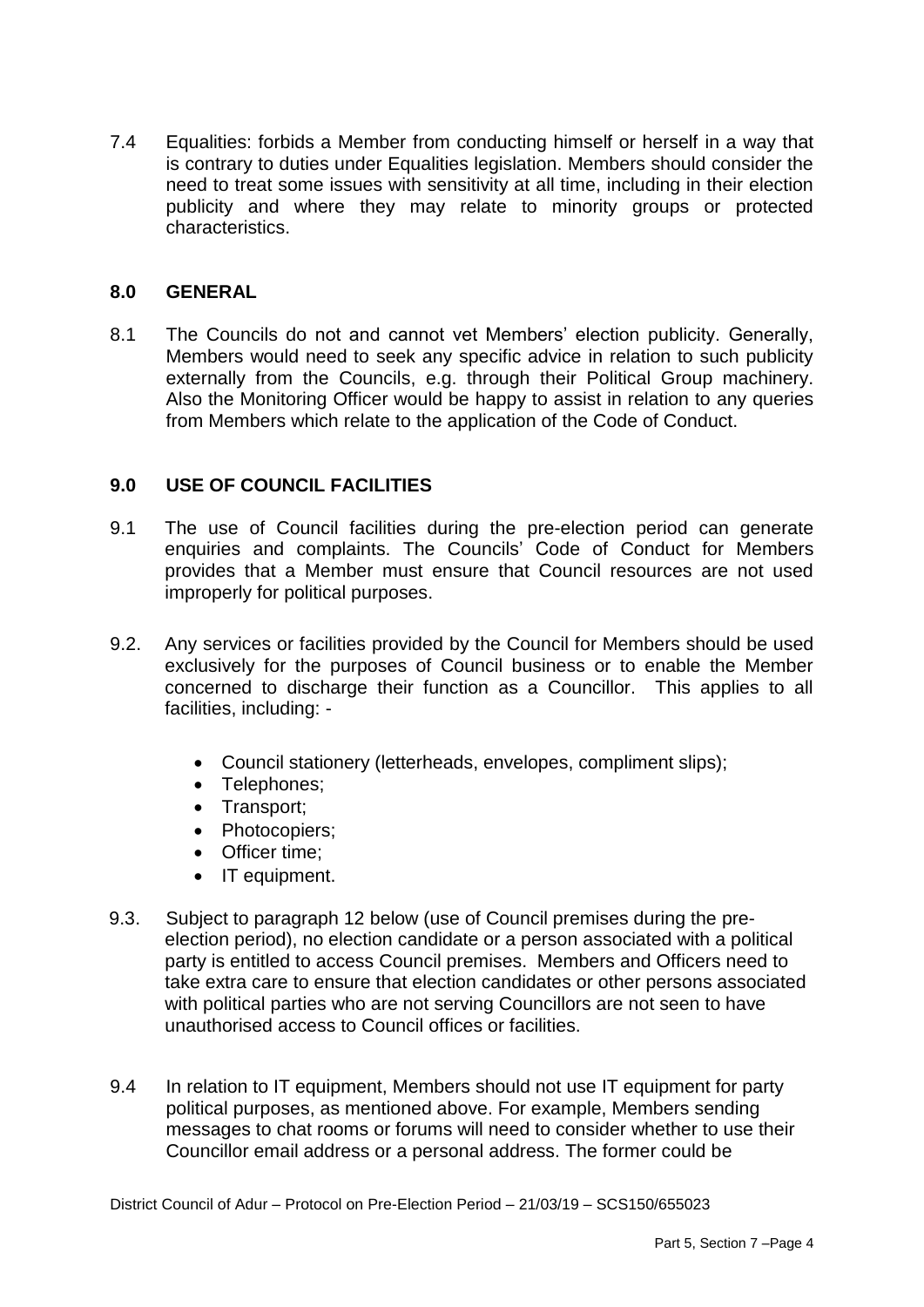7.4 Equalities: forbids a Member from conducting himself or herself in a way that is contrary to duties under Equalities legislation. Members should consider the need to treat some issues with sensitivity at all time, including in their election publicity and where they may relate to minority groups or protected characteristics.

## 8.0 GENERAL

8.1 The Councils do not and cannot vet Members' election publicity. Generally, Members would need to seek any specific advice in relation to such publicity externally from the Councils, e.g. through their Political Group machinery. Also the Monitoring Officer would be happy to assist in relation to any queries from Members which relate to the application of the Code of Conduct.

## 9.0 USE OF COUNCIL FACILITIES

9.1 The use of Council facilities during the pre-election period can generate enquiries and complaints. The Councils' Code of Conduct for Members provides that a Member must ensure that Council resources are not used improperly for political purposes.

9.2. Any services or facilities provided by the Council for Members should be used exclusively for the purposes of Council business or to enable the Member concerned to discharge their function as a Councillor. This applies to all facilities, including: -

- Council stationery (letterheads, envelopes, compliment slips);
- Telephones;
- Transport;
- Photocopiers;
- Officer time;
- IT equipment.

9.3. Subject to paragraph 12 below (use of Council premises during the pre-election period), no election candidate or a person associated with a political party is entitled to access Council premises. Members and Officers need to take extra care to ensure that election candidates or other persons associated with political parties who are not serving Councillors are not seen to have unauthorised access to Council offices or facilities.

9.4 In relation to IT equipment, Members should not use IT equipment for party political purposes, as mentioned above. For example, Members sending messages to chat rooms or forums will need to consider whether to use their Councillor email address or a personal address. The former could be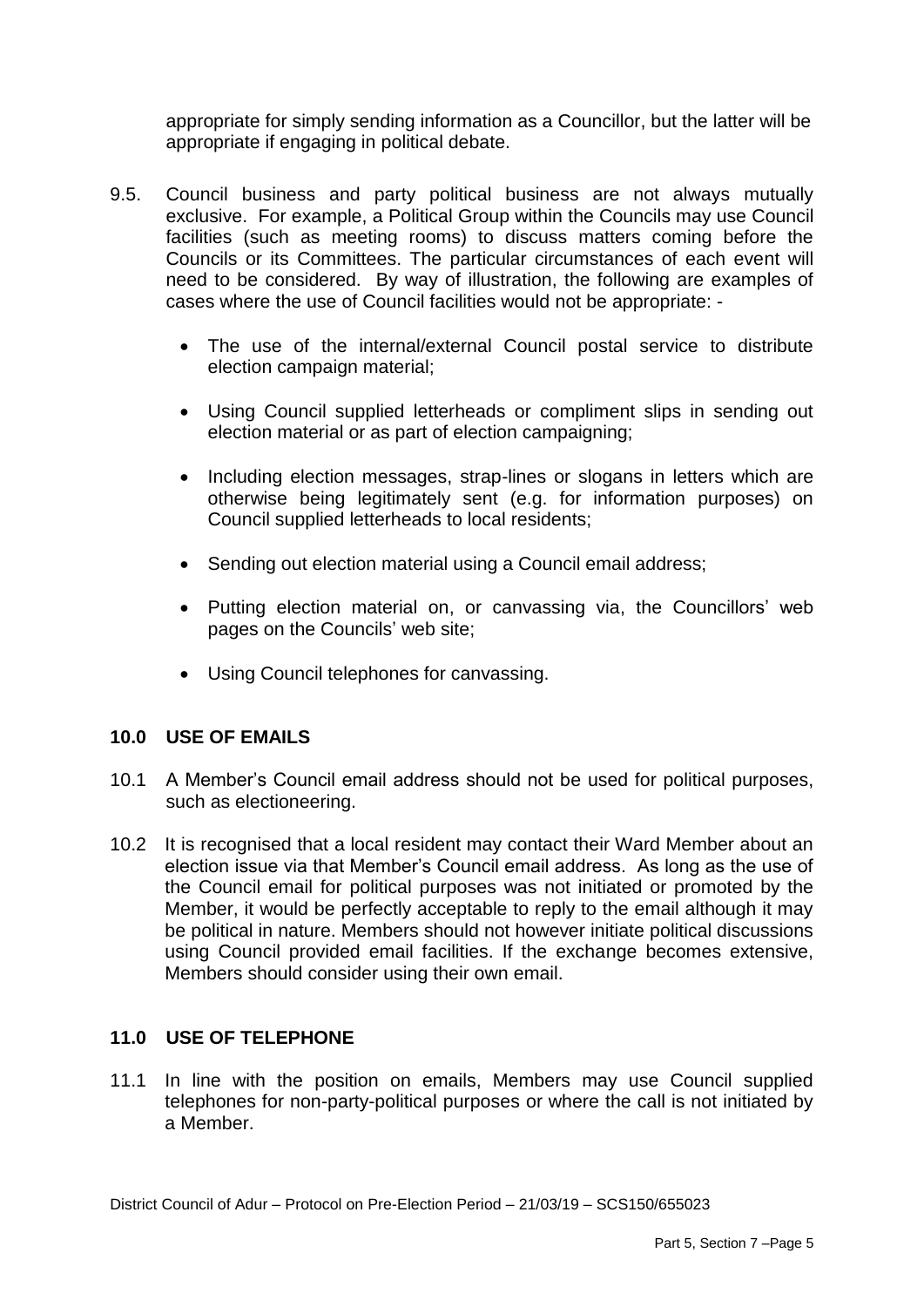appropriate for simply sending information as a Councillor, but the latter will be appropriate if engaging in political debate.

9.5. Council business and party political business are not always mutually exclusive. For example, a Political Group within the Councils may use Council facilities (such as meeting rooms) to discuss matters coming before the Councils or its Committees. The particular circumstances of each event will need to be considered. By way of illustration, the following are examples of cases where the use of Council facilities would not be appropriate: -

- The use of the internal/external Council postal service to distribute election campaign material;
- Using Council supplied letterheads or compliment slips in sending out election material or as part of election campaigning;
- Including election messages, strap-lines or slogans in letters which are otherwise being legitimately sent (e.g. for information purposes) on Council supplied letterheads to local residents;
- Sending out election material using a Council email address;
- Putting election material on, or canvassing via, the Councillors' web pages on the Councils' web site;
- Using Council telephones for canvassing.

## 10.0 USE OF EMAILS

10.1 A Member's Council email address should not be used for political purposes, such as electioneering.

10.2 It is recognised that a local resident may contact their Ward Member about an election issue via that Member's Council email address. As long as the use of the Council email for political purposes was not initiated or promoted by the Member, it would be perfectly acceptable to reply to the email although it may be political in nature. Members should not however initiate political discussions using Council provided email facilities. If the exchange becomes extensive, Members should consider using their own email.

## 11.0 USE OF TELEPHONE

11.1 In line with the position on emails, Members may use Council supplied telephones for non-party-political purposes or where the call is not initiated by a Member.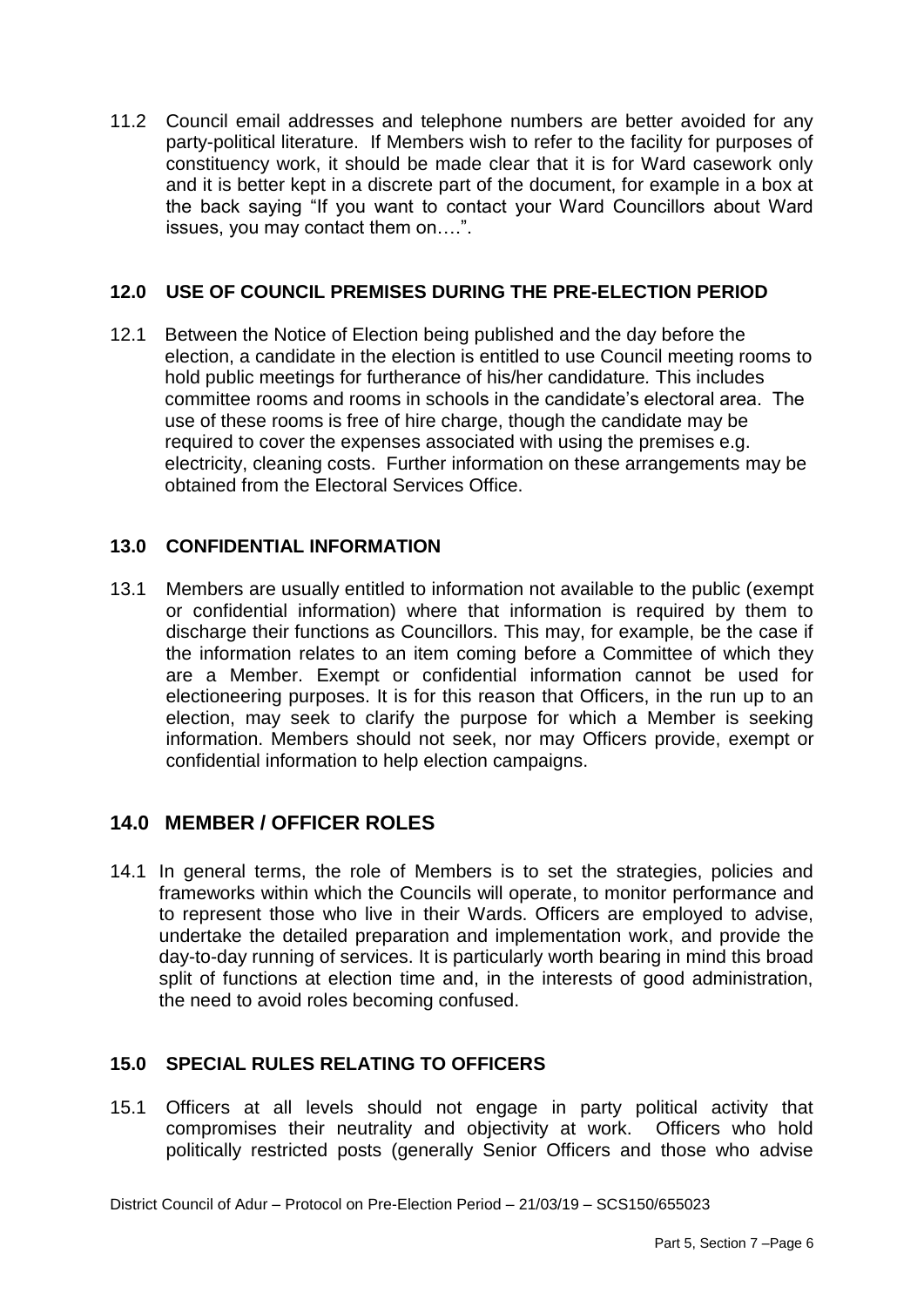11.2 Council email addresses and telephone numbers are better avoided for any party-political literature. If Members wish to refer to the facility for purposes of constituency work, it should be made clear that it is for Ward casework only and it is better kept in a discrete part of the document, for example in a box at the back saying "If you want to contact your Ward Councillors about Ward issues, you may contact them on….".

## 12.0 USE OF COUNCIL PREMISES DURING THE PRE-ELECTION PERIOD

12.1 Between the Notice of Election being published and the day before the election, a candidate in the election is entitled to use Council meeting rooms to hold public meetings for furtherance of his/her candidature. This includes committee rooms and rooms in schools in the candidate's electoral area. The use of these rooms is free of hire charge, though the candidate may be required to cover the expenses associated with using the premises e.g. electricity, cleaning costs. Further information on these arrangements may be obtained from the Electoral Services Office.

## 13.0 CONFIDENTIAL INFORMATION

13.1 Members are usually entitled to information not available to the public (exempt or confidential information) where that information is required by them to discharge their functions as Councillors. This may, for example, be the case if the information relates to an item coming before a Committee of which they are a Member. Exempt or confidential information cannot be used for electioneering purposes. It is for this reason that Officers, in the run up to an election, may seek to clarify the purpose for which a Member is seeking information. Members should not seek, nor may Officers provide, exempt or confidential information to help election campaigns.

## 14.0 MEMBER / OFFICER ROLES

14.1 In general terms, the role of Members is to set the strategies, policies and frameworks within which the Councils will operate, to monitor performance and to represent those who live in their Wards. Officers are employed to advise, undertake the detailed preparation and implementation work, and provide the day-to-day running of services. It is particularly worth bearing in mind this broad split of functions at election time and, in the interests of good administration, the need to avoid roles becoming confused.

## 15.0 SPECIAL RULES RELATING TO OFFICERS

15.1 Officers at all levels should not engage in party political activity that compromises their neutrality and objectivity at work. Officers who hold politically restricted posts (generally Senior Officers and those who advise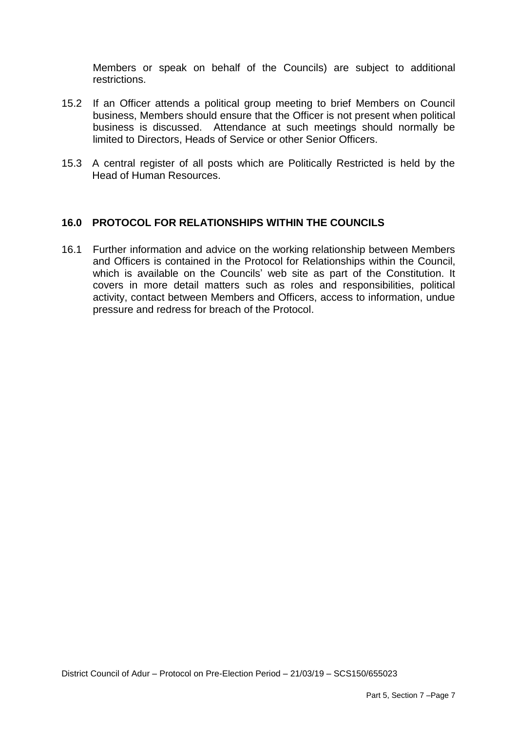Members or speak on behalf of the Councils) are subject to additional restrictions.

15.2 If an Officer attends a political group meeting to brief Members on Council business, Members should ensure that the Officer is not present when political business is discussed. Attendance at such meetings should normally be limited to Directors, Heads of Service or other Senior Officers.

15.3 A central register of all posts which are Politically Restricted is held by the Head of Human Resources.

## 16.0 PROTOCOL FOR RELATIONSHIPS WITHIN THE COUNCILS

16.1 Further information and advice on the working relationship between Members and Officers is contained in the Protocol for Relationships within the Council, which is available on the Councils' web site as part of the Constitution. It covers in more detail matters such as roles and responsibilities, political activity, contact between Members and Officers, access to information, undue pressure and redress for breach of the Protocol.